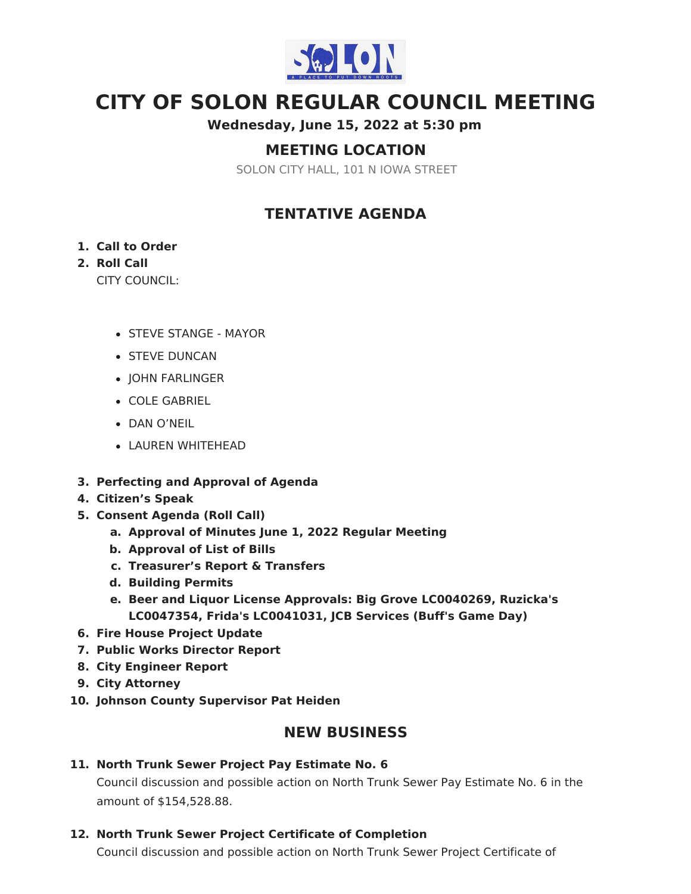# CITY OF SOLON REGULAR COUNCIL MEETING

**Wednesday, June 15, 2022 at 5:30 pm**

## MEETING LOCATION

SOLON CITY HALL, 101 N IOWA STREET

## TENTATIVE AGENDA

1. **Call to Order**
2. **Roll Call**

   CITY COUNCIL:

   - STEVE STANGE - MAYOR
   - STEVE DUNCAN
   - JOHN FARLINGER
   - COLE GABRIEL
   - DAN O'NEIL
   - LAUREN WHITEHEAD

3. **Perfecting and Approval of Agenda**
4. **Citizen's Speak**
5. **Consent Agenda (Roll Call)**
   a. **Approval of Minutes June 1, 2022 Regular Meeting**
   b. **Approval of List of Bills**
   c. **Treasurer's Report & Transfers**
   d. **Building Permits**
   e. **Beer and Liquor License Approvals: Big Grove LC0040269, Ruzicka's LC0047354, Frida's LC0041031, JCB Services (Buff's Game Day)**
6. **Fire House Project Update**
7. **Public Works Director Report**
8. **City Engineer Report**
9. **City Attorney**
10. **Johnson County Supervisor Pat Heiden**

## NEW BUSINESS

11. **North Trunk Sewer Project Pay Estimate No. 6**

    Council discussion and possible action on North Trunk Sewer Pay Estimate No. 6 in the amount of $154,528.88.

12. **North Trunk Sewer Project Certificate of Completion**

    Council discussion and possible action on North Trunk Sewer Project Certificate of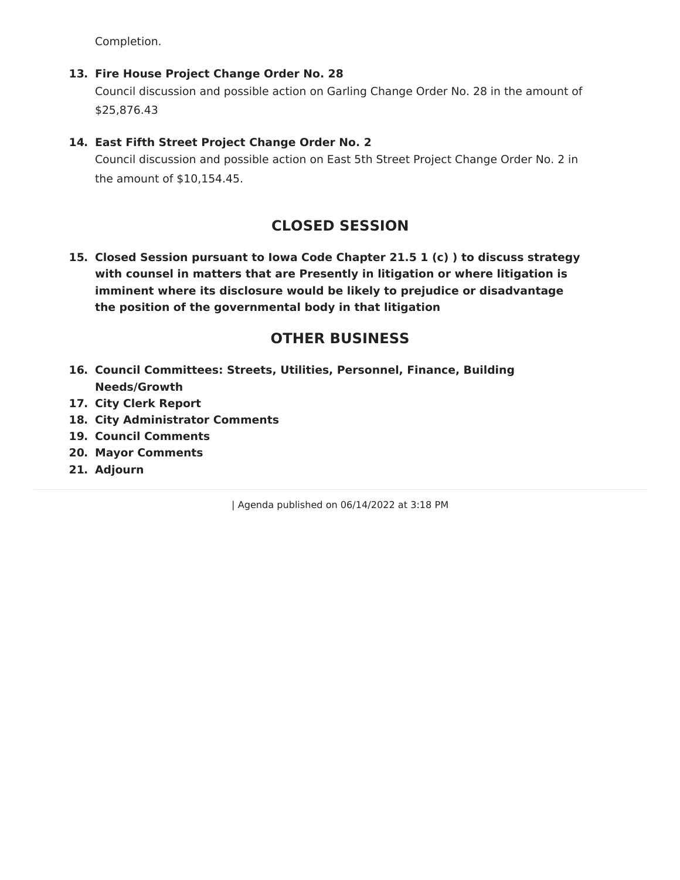Completion.

13. **Fire House Project Change Order No. 28**
    Council discussion and possible action on Garling Change Order No. 28 in the amount of $25,876.43

14. **East Fifth Street Project Change Order No. 2**
    Council discussion and possible action on East 5th Street Project Change Order No. 2 in the amount of $10,154.45.

## CLOSED SESSION

15. **Closed Session pursuant to Iowa Code Chapter 21.5 1 (c) ) to discuss strategy with counsel in matters that are Presently in litigation or where litigation is imminent where its disclosure would be likely to prejudice or disadvantage the position of the governmental body in that litigation**

## OTHER BUSINESS

16. **Council Committees: Streets, Utilities, Personnel, Finance, Building Needs/Growth**
17. **City Clerk Report**
18. **City Administrator Comments**
19. **Council Comments**
20. **Mayor Comments**
21. **Adjourn**

| Agenda published on 06/14/2022 at 3:18 PM